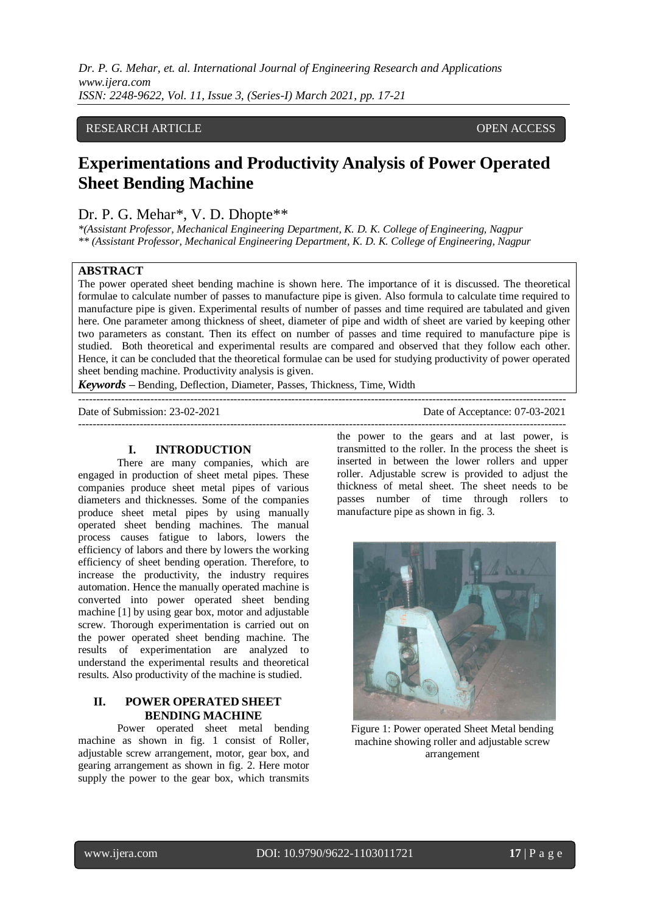RESEARCH ARTICLE OPEN ACCESS

# Experimentations and Productivity Analysis of Power Operated Sheet Bending Machine

Dr. P. G. Mehar*, V. D. Dhopte**

*(Assistant Professor, Mechanical Engineering Department, K. D. K. College of Engineering, Nagpur
** (Assistant Professor, Mechanical Engineering Department, K. D. K. College of Engineering, Nagpur

## ABSTRACT

The power operated sheet bending machine is shown here. The importance of it is discussed. The theoretical formulae to calculate number of passes to manufacture pipe is given. Also formula to calculate time required to manufacture pipe is given. Experimental results of number of passes and time required are tabulated and given here. One parameter among thickness of sheet, diameter of pipe and width of sheet are varied by keeping other two parameters as constant. Then its effect on number of passes and time required to manufacture pipe is studied. Both theoretical and experimental results are compared and observed that they follow each other. Hence, it can be concluded that the theoretical formulae can be used for studying productivity of power operated sheet bending machine. Productivity analysis is given.

***Keywords*** – Bending, Deflection, Diameter, Passes, Thickness, Time, Width

Date of Submission: 23-02-2021 Date of Acceptance: 07-03-2021

## I. INTRODUCTION

There are many companies, which are engaged in production of sheet metal pipes. These companies produce sheet metal pipes of various diameters and thicknesses. Some of the companies produce sheet metal pipes by using manually operated sheet bending machines. The manual process causes fatigue to labors, lowers the efficiency of labors and there by lowers the working efficiency of sheet bending operation. Therefore, to increase the productivity, the industry requires automation. Hence the manually operated machine is converted into power operated sheet bending machine [1] by using gear box, motor and adjustable screw. Thorough experimentation is carried out on the power operated sheet bending machine. The results of experimentation are analyzed to understand the experimental results and theoretical results. Also productivity of the machine is studied.

## II. POWER OPERATED SHEET BENDING MACHINE

Power operated sheet metal bending machine as shown in fig. 1 consist of Roller, adjustable screw arrangement, motor, gear box, and gearing arrangement as shown in fig. 2. Here motor supply the power to the gear box, which transmits the power to the gears and at last power, is transmitted to the roller. In the process the sheet is inserted in between the lower rollers and upper roller. Adjustable screw is provided to adjust the thickness of metal sheet. The sheet needs to be passes number of time through rollers to manufacture pipe as shown in fig. 3.

Figure 1: Power operated Sheet Metal bending machine showing roller and adjustable screw arrangement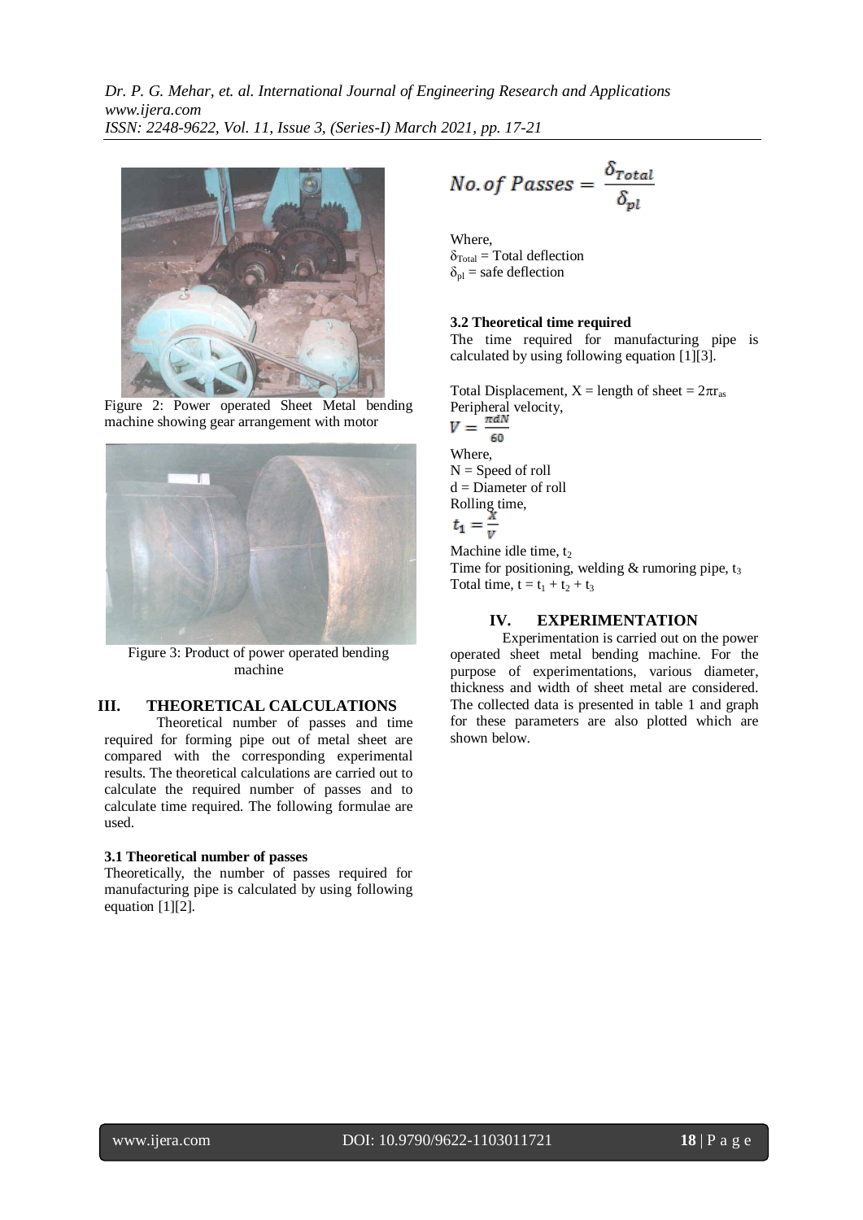Figure 2: Power operated Sheet Metal bending machine showing gear arrangement with motor

Figure 3: Product of power operated bending machine

## III. THEORETICAL CALCULATIONS

Theoretical number of passes and time required for forming pipe out of metal sheet are compared with the corresponding experimental results. The theoretical calculations are carried out to calculate the required number of passes and to calculate time required. The following formulae are used.

### 3.1 Theoretical number of passes

Theoretically, the number of passes required for manufacturing pipe is calculated by using following equation [1][2].

$$No. of\ Passes = \frac{\delta_{Total}}{\delta_{pl}}$$

Where,
$\delta_{Total}$ = Total deflection
$\delta_{pl}$ = safe deflection

### 3.2 Theoretical time required

The time required for manufacturing pipe is calculated by using following equation [1][3].

Total Displacement, X = length of sheet = $2\pi r_{as}$
Peripheral velocity,

$$V = \frac{\pi d N}{60}$$

Where,
N = Speed of roll
d = Diameter of roll
Rolling time,

$$t_1 = \frac{X}{V}$$

Machine idle time, $t_2$
Time for positioning, welding & rumoring pipe, $t_3$
Total time, $t = t_1 + t_2 + t_3$

## IV. EXPERIMENTATION

Experimentation is carried out on the power operated sheet metal bending machine. For the purpose of experimentations, various diameter, thickness and width of sheet metal are considered. The collected data is presented in table 1 and graph for these parameters are also plotted which are shown below.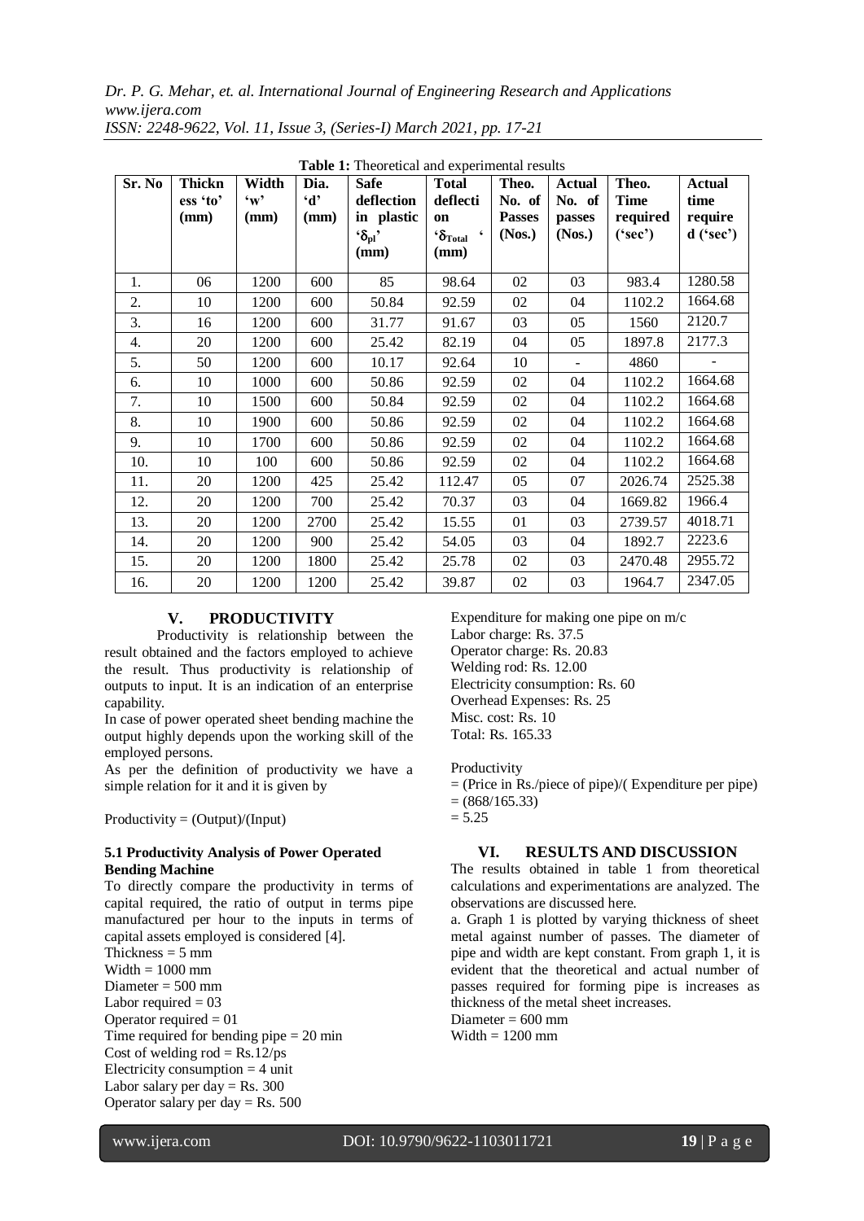**Table 1:** Theoretical and experimental results

| Sr. No | Thickness 'to' (mm) | Width 'w' (mm) | Dia. 'd' (mm) | Safe deflection in plastic '$\delta_{pl}$' (mm) | Total deflection '$\delta_{Total}$' (mm) | Theo. No. of Passes (Nos.) | Actual No. of passes (Nos.) | Theo. Time required ('sec') | Actual time required ('sec') |
|---|---|---|---|---|---|---|---|---|---|
| 1. | 06 | 1200 | 600 | 85 | 98.64 | 02 | 03 | 983.4 | 1280.58 |
| 2. | 10 | 1200 | 600 | 50.84 | 92.59 | 02 | 04 | 1102.2 | 1664.68 |
| 3. | 16 | 1200 | 600 | 31.77 | 91.67 | 03 | 05 | 1560 | 2120.7 |
| 4. | 20 | 1200 | 600 | 25.42 | 82.19 | 04 | 05 | 1897.8 | 2177.3 |
| 5. | 50 | 1200 | 600 | 10.17 | 92.64 | 10 | - | 4860 | - |
| 6. | 10 | 1000 | 600 | 50.86 | 92.59 | 02 | 04 | 1102.2 | 1664.68 |
| 7. | 10 | 1500 | 600 | 50.84 | 92.59 | 02 | 04 | 1102.2 | 1664.68 |
| 8. | 10 | 1900 | 600 | 50.86 | 92.59 | 02 | 04 | 1102.2 | 1664.68 |
| 9. | 10 | 1700 | 600 | 50.86 | 92.59 | 02 | 04 | 1102.2 | 1664.68 |
| 10. | 10 | 100 | 600 | 50.86 | 92.59 | 02 | 04 | 1102.2 | 1664.68 |
| 11. | 20 | 1200 | 425 | 25.42 | 112.47 | 05 | 07 | 2026.74 | 2525.38 |
| 12. | 20 | 1200 | 700 | 25.42 | 70.37 | 03 | 04 | 1669.82 | 1966.4 |
| 13. | 20 | 1200 | 2700 | 25.42 | 15.55 | 01 | 03 | 2739.57 | 4018.71 |
| 14. | 20 | 1200 | 900 | 25.42 | 54.05 | 03 | 04 | 1892.7 | 2223.6 |
| 15. | 20 | 1200 | 1800 | 25.42 | 25.78 | 02 | 03 | 2470.48 | 2955.72 |
| 16. | 20 | 1200 | 1200 | 25.42 | 39.87 | 02 | 03 | 1964.7 | 2347.05 |

## V. PRODUCTIVITY

Productivity is relationship between the result obtained and the factors employed to achieve the result. Thus productivity is relationship of outputs to input. It is an indication of an enterprise capability.

In case of power operated sheet bending machine the output highly depends upon the working skill of the employed persons.

As per the definition of productivity we have a simple relation for it and it is given by

Productivity = (Output)/(Input)

### 5.1 Productivity Analysis of Power Operated Bending Machine

To directly compare the productivity in terms of capital required, the ratio of output in terms pipe manufactured per hour to the inputs in terms of capital assets employed is considered [4].

Thickness = 5 mm
Width = 1000 mm
Diameter = 500 mm
Labor required = 03
Operator required = 01
Time required for bending pipe = 20 min
Cost of welding rod = Rs.12/ps
Electricity consumption = 4 unit
Labor salary per day = Rs. 300
Operator salary per day = Rs. 500

Expenditure for making one pipe on m/c
Labor charge: Rs. 37.5
Operator charge: Rs. 20.83
Welding rod: Rs. 12.00
Electricity consumption: Rs. 60
Overhead Expenses: Rs. 25
Misc. cost: Rs. 10
Total: Rs. 165.33

Productivity
= (Price in Rs./piece of pipe)/( Expenditure per pipe)
= (868/165.33)
= 5.25

## VI. RESULTS AND DISCUSSION

The results obtained in table 1 from theoretical calculations and experimentations are analyzed. The observations are discussed here.

a. Graph 1 is plotted by varying thickness of sheet metal against number of passes. The diameter of pipe and width are kept constant. From graph 1, it is evident that the theoretical and actual number of passes required for forming pipe is increases as thickness of the metal sheet increases.
Diameter = 600 mm
Width = 1200 mm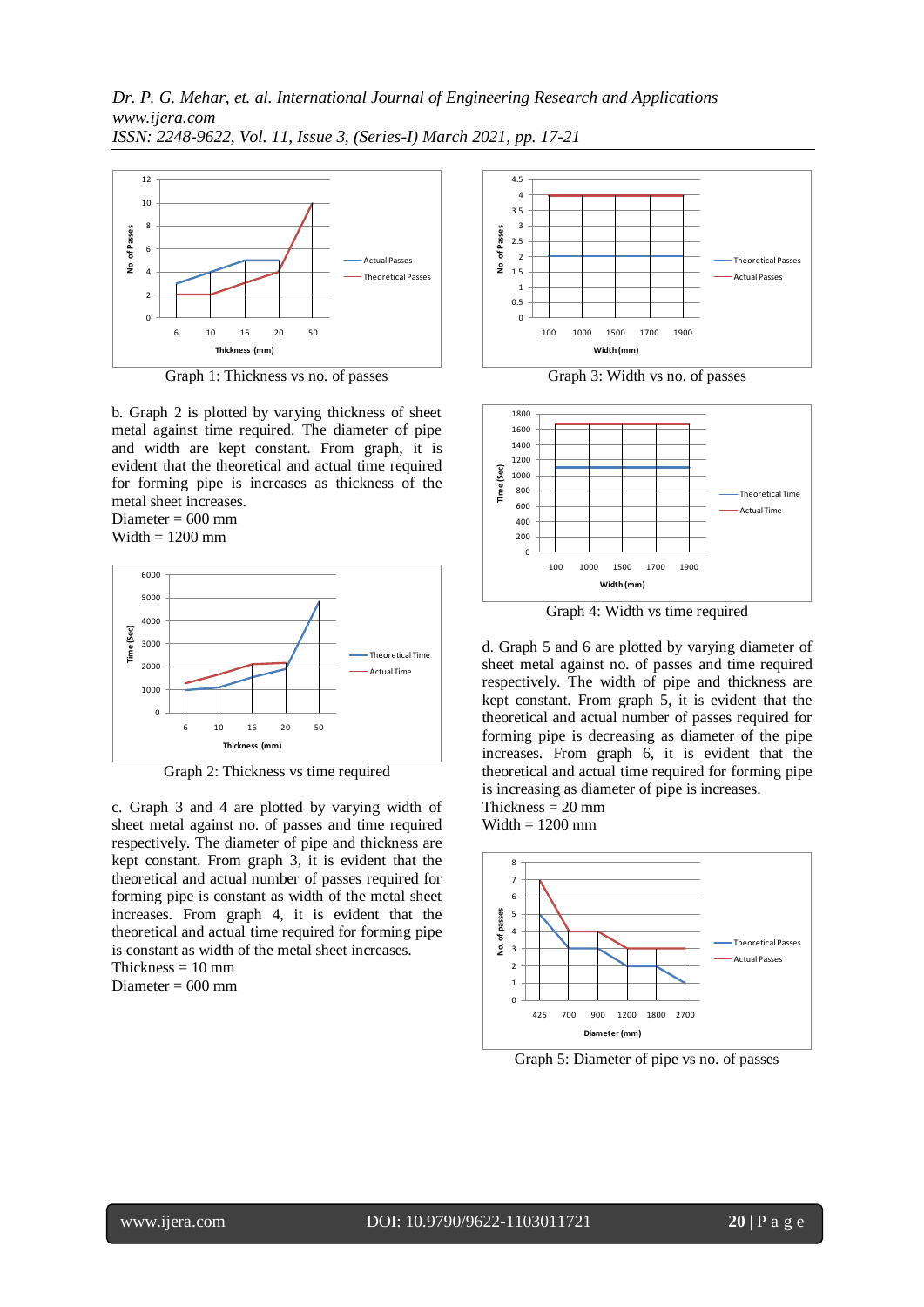Graph 1: Thickness vs no. of passes

b. Graph 2 is plotted by varying thickness of sheet metal against time required. The diameter of pipe and width are kept constant. From graph, it is evident that the theoretical and actual time required for forming pipe is increases as thickness of the metal sheet increases.
Diameter = 600 mm
Width = 1200 mm

Graph 2: Thickness vs time required

c. Graph 3 and 4 are plotted by varying width of sheet metal against no. of passes and time required respectively. The diameter of pipe and thickness are kept constant. From graph 3, it is evident that the theoretical and actual number of passes required for forming pipe is constant as width of the metal sheet increases. From graph 4, it is evident that the theoretical and actual time required for forming pipe is constant as width of the metal sheet increases.
Thickness = 10 mm
Diameter = 600 mm

Graph 3: Width vs no. of passes

Graph 4: Width vs time required

d. Graph 5 and 6 are plotted by varying diameter of sheet metal against no. of passes and time required respectively. The width of pipe and thickness are kept constant. From graph 5, it is evident that the theoretical and actual number of passes required for forming pipe is decreasing as diameter of the pipe increases. From graph 6, it is evident that the theoretical and actual time required for forming pipe is increasing as diameter of pipe is increases.
Thickness = 20 mm
Width = 1200 mm

Graph 5: Diameter of pipe vs no. of passes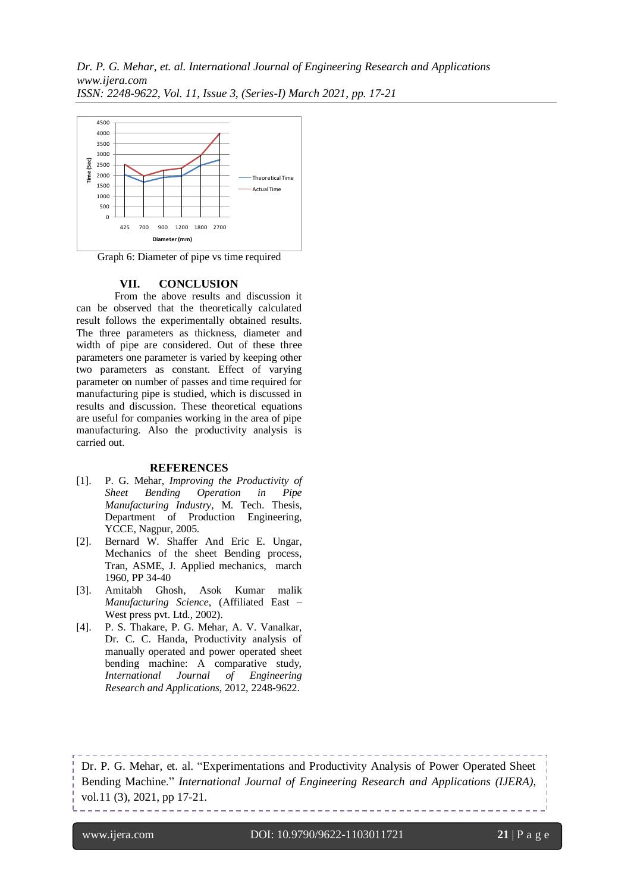4500
4000
3500
3000
2500
2000
1500
1000
500
0

Time (Sec)

425 700 900 1200 1800 2700

Diameter (mm)

Theoretical Time
Actual Time

Graph 6: Diameter of pipe vs time required

## VII. CONCLUSION

From the above results and discussion it can be observed that the theoretically calculated result follows the experimentally obtained results. The three parameters as thickness, diameter and width of pipe are considered. Out of these three parameters one parameter is varied by keeping other two parameters as constant. Effect of varying parameter on number of passes and time required for manufacturing pipe is studied, which is discussed in results and discussion. These theoretical equations are useful for companies working in the area of pipe manufacturing. Also the productivity analysis is carried out.

## REFERENCES

[1]. P. G. Mehar, *Improving the Productivity of Sheet Bending Operation in Pipe Manufacturing Industry*, M. Tech. Thesis, Department of Production Engineering, YCCE, Nagpur, 2005.

[2]. Bernard W. Shaffer And Eric E. Ungar, Mechanics of the sheet Bending process, Tran, ASME, J. Applied mechanics, march 1960, PP 34-40

[3]. Amitabh Ghosh, Asok Kumar malik *Manufacturing Science*, (Affiliated East – West press pvt. Ltd., 2002).

[4]. P. S. Thakare, P. G. Mehar, A. V. Vanalkar, Dr. C. C. Handa, Productivity analysis of manually operated and power operated sheet bending machine: A comparative study, *International Journal of Engineering Research and Applications*, 2012, 2248-9622.

Dr. P. G. Mehar, et. al. "Experimentations and Productivity Analysis of Power Operated Sheet Bending Machine." *International Journal of Engineering Research and Applications (IJERA)*, vol.11 (3), 2021, pp 17-21.